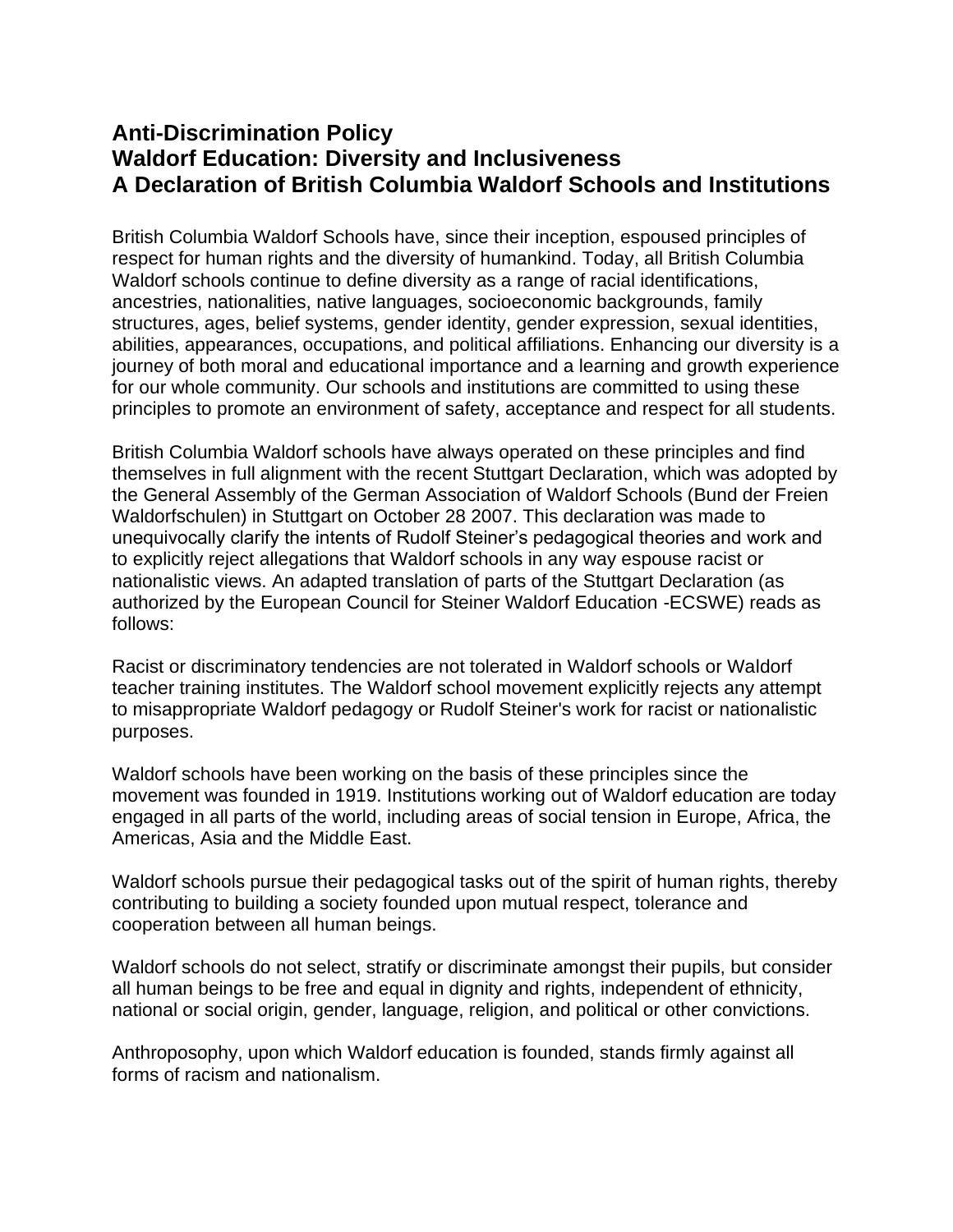# Anti-Discrimination Policy
# Waldorf Education: Diversity and Inclusiveness
# A Declaration of British Columbia Waldorf Schools and Institutions

British Columbia Waldorf Schools have, since their inception, espoused principles of respect for human rights and the diversity of humankind. Today, all British Columbia Waldorf schools continue to define diversity as a range of racial identifications, ancestries, nationalities, native languages, socioeconomic backgrounds, family structures, ages, belief systems, gender identity, gender expression, sexual identities, abilities, appearances, occupations, and political affiliations. Enhancing our diversity is a journey of both moral and educational importance and a learning and growth experience for our whole community. Our schools and institutions are committed to using these principles to promote an environment of safety, acceptance and respect for all students.

British Columbia Waldorf schools have always operated on these principles and find themselves in full alignment with the recent Stuttgart Declaration, which was adopted by the General Assembly of the German Association of Waldorf Schools (Bund der Freien Waldorfschulen) in Stuttgart on October 28 2007. This declaration was made to unequivocally clarify the intents of Rudolf Steiner's pedagogical theories and work and to explicitly reject allegations that Waldorf schools in any way espouse racist or nationalistic views. An adapted translation of parts of the Stuttgart Declaration (as authorized by the European Council for Steiner Waldorf Education -ECSWE) reads as follows:

Racist or discriminatory tendencies are not tolerated in Waldorf schools or Waldorf teacher training institutes. The Waldorf school movement explicitly rejects any attempt to misappropriate Waldorf pedagogy or Rudolf Steiner's work for racist or nationalistic purposes.

Waldorf schools have been working on the basis of these principles since the movement was founded in 1919. Institutions working out of Waldorf education are today engaged in all parts of the world, including areas of social tension in Europe, Africa, the Americas, Asia and the Middle East.

Waldorf schools pursue their pedagogical tasks out of the spirit of human rights, thereby contributing to building a society founded upon mutual respect, tolerance and cooperation between all human beings.

Waldorf schools do not select, stratify or discriminate amongst their pupils, but consider all human beings to be free and equal in dignity and rights, independent of ethnicity, national or social origin, gender, language, religion, and political or other convictions.

Anthroposophy, upon which Waldorf education is founded, stands firmly against all forms of racism and nationalism.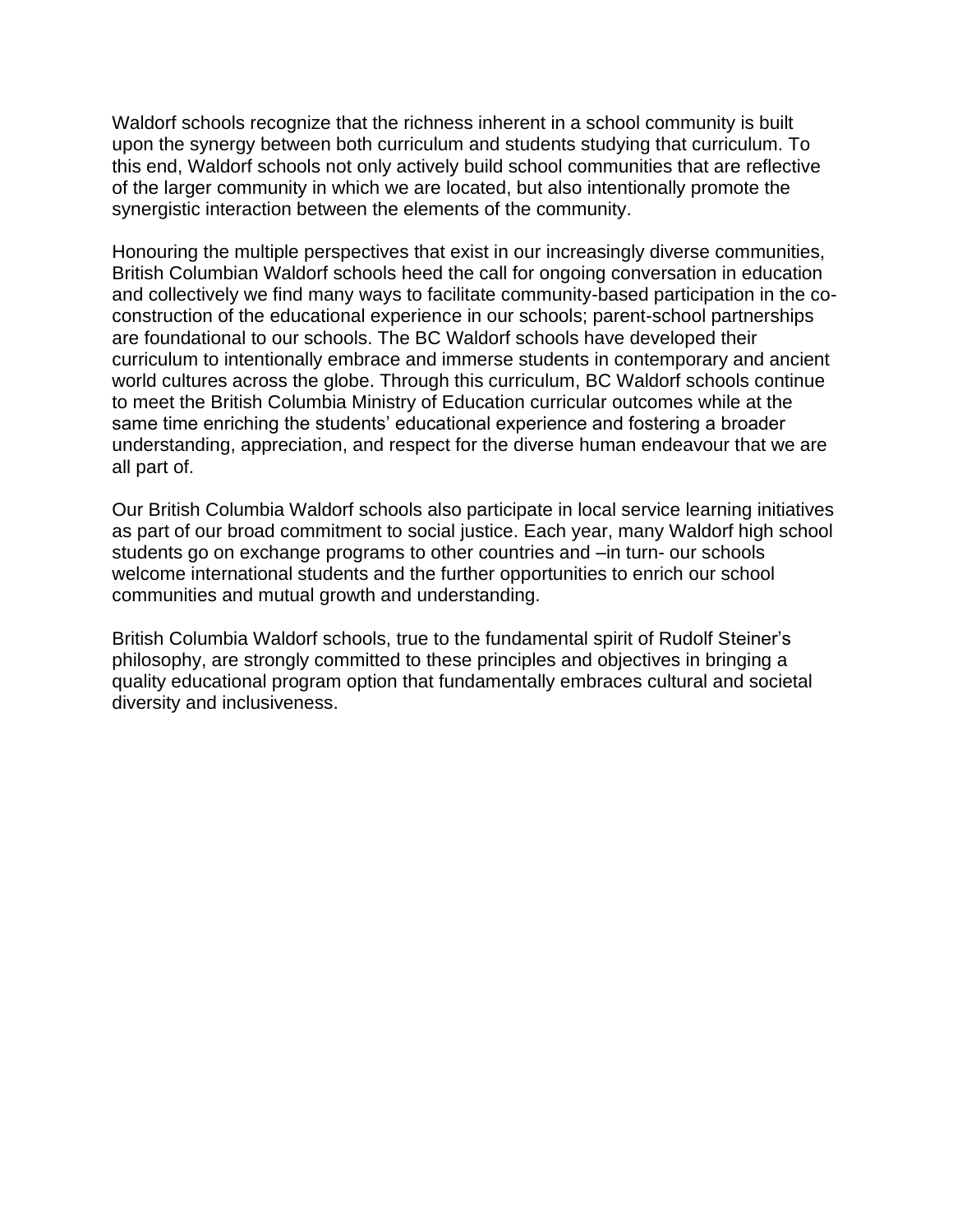Waldorf schools recognize that the richness inherent in a school community is built upon the synergy between both curriculum and students studying that curriculum. To this end, Waldorf schools not only actively build school communities that are reflective of the larger community in which we are located, but also intentionally promote the synergistic interaction between the elements of the community.

Honouring the multiple perspectives that exist in our increasingly diverse communities, British Columbian Waldorf schools heed the call for ongoing conversation in education and collectively we find many ways to facilitate community-based participation in the co-construction of the educational experience in our schools; parent-school partnerships are foundational to our schools. The BC Waldorf schools have developed their curriculum to intentionally embrace and immerse students in contemporary and ancient world cultures across the globe. Through this curriculum, BC Waldorf schools continue to meet the British Columbia Ministry of Education curricular outcomes while at the same time enriching the students' educational experience and fostering a broader understanding, appreciation, and respect for the diverse human endeavour that we are all part of.

Our British Columbia Waldorf schools also participate in local service learning initiatives as part of our broad commitment to social justice. Each year, many Waldorf high school students go on exchange programs to other countries and –in turn- our schools welcome international students and the further opportunities to enrich our school communities and mutual growth and understanding.

British Columbia Waldorf schools, true to the fundamental spirit of Rudolf Steiner's philosophy, are strongly committed to these principles and objectives in bringing a quality educational program option that fundamentally embraces cultural and societal diversity and inclusiveness.